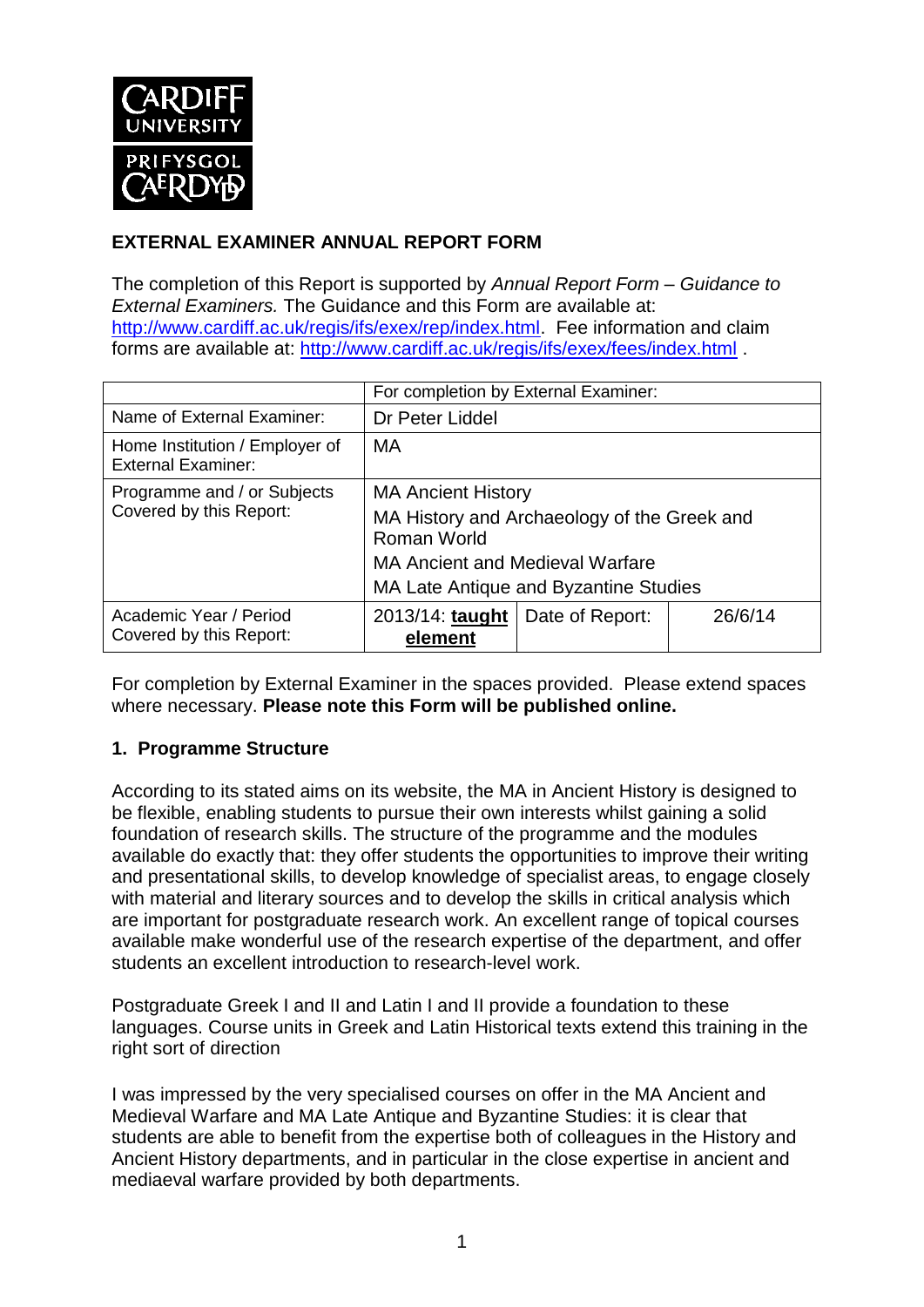CARDIFF UNIVERSITY
PRIFYSGOL CAERDYḂ

**EXTERNAL EXAMINER ANNUAL REPORT FORM**

The completion of this Report is supported by *Annual Report Form – Guidance to External Examiners.* The Guidance and this Form are available at: http://www.cardiff.ac.uk/regis/ifs/exex/rep/index.html. Fee information and claim forms are available at: http://www.cardiff.ac.uk/regis/ifs/exex/fees/index.html .

| | For completion by External Examiner: | | |
|---|---|---|---|
| Name of External Examiner: | Dr Peter Liddel | | |
| Home Institution / Employer of External Examiner: | MA | | |
| Programme and / or Subjects Covered by this Report: | MA Ancient History<br>MA History and Archaeology of the Greek and Roman World<br>MA Ancient and Medieval Warfare<br>MA Late Antique and Byzantine Studies | | |
| Academic Year / Period Covered by this Report: | 2013/14: **taught element** | Date of Report: | 26/6/14 |

For completion by External Examiner in the spaces provided. Please extend spaces where necessary. **Please note this Form will be published online.**

## 1. Programme Structure

According to its stated aims on its website, the MA in Ancient History is designed to be flexible, enabling students to pursue their own interests whilst gaining a solid foundation of research skills. The structure of the programme and the modules available do exactly that: they offer students the opportunities to improve their writing and presentational skills, to develop knowledge of specialist areas, to engage closely with material and literary sources and to develop the skills in critical analysis which are important for postgraduate research work. An excellent range of topical courses available make wonderful use of the research expertise of the department, and offer students an excellent introduction to research-level work.

Postgraduate Greek I and II and Latin I and II provide a foundation to these languages. Course units in Greek and Latin Historical texts extend this training in the right sort of direction

I was impressed by the very specialised courses on offer in the MA Ancient and Medieval Warfare and MA Late Antique and Byzantine Studies: it is clear that students are able to benefit from the expertise both of colleagues in the History and Ancient History departments, and in particular in the close expertise in ancient and mediaeval warfare provided by both departments.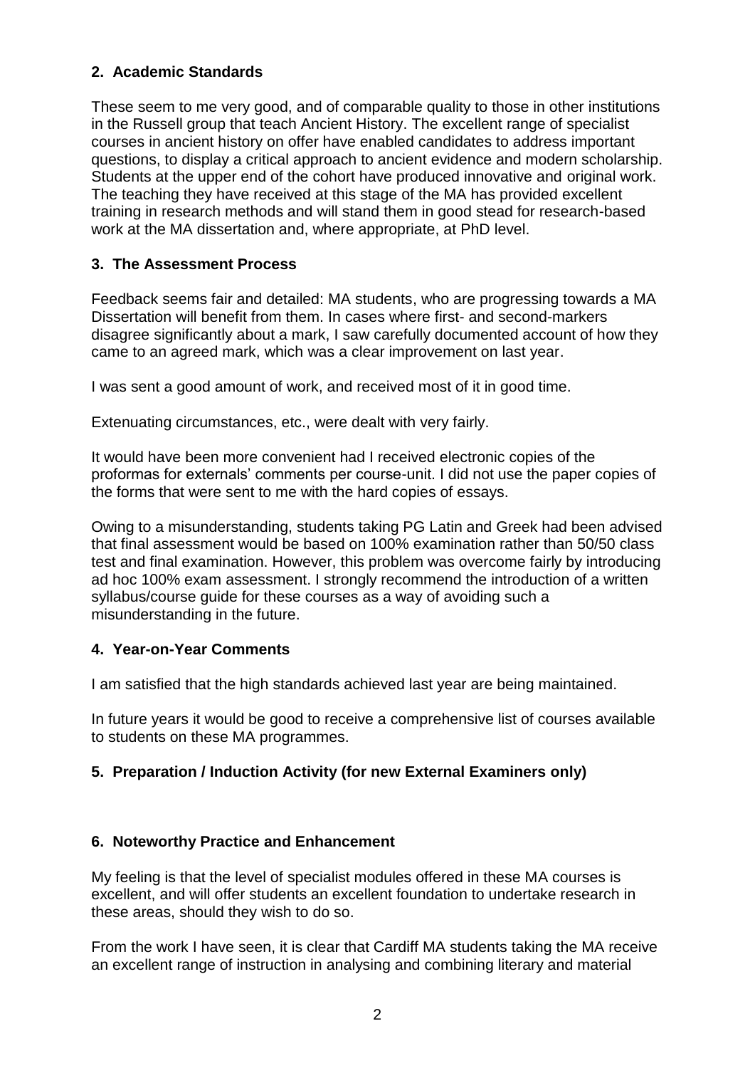## 2. Academic Standards

These seem to me very good, and of comparable quality to those in other institutions in the Russell group that teach Ancient History. The excellent range of specialist courses in ancient history on offer have enabled candidates to address important questions, to display a critical approach to ancient evidence and modern scholarship. Students at the upper end of the cohort have produced innovative and original work. The teaching they have received at this stage of the MA has provided excellent training in research methods and will stand them in good stead for research-based work at the MA dissertation and, where appropriate, at PhD level.

## 3. The Assessment Process

Feedback seems fair and detailed: MA students, who are progressing towards a MA Dissertation will benefit from them. In cases where first- and second-markers disagree significantly about a mark, I saw carefully documented account of how they came to an agreed mark, which was a clear improvement on last year.

I was sent a good amount of work, and received most of it in good time.

Extenuating circumstances, etc., were dealt with very fairly.

It would have been more convenient had I received electronic copies of the proformas for externals' comments per course-unit. I did not use the paper copies of the forms that were sent to me with the hard copies of essays.

Owing to a misunderstanding, students taking PG Latin and Greek had been advised that final assessment would be based on 100% examination rather than 50/50 class test and final examination. However, this problem was overcome fairly by introducing ad hoc 100% exam assessment. I strongly recommend the introduction of a written syllabus/course guide for these courses as a way of avoiding such a misunderstanding in the future.

## 4. Year-on-Year Comments

I am satisfied that the high standards achieved last year are being maintained.

In future years it would be good to receive a comprehensive list of courses available to students on these MA programmes.

## 5. Preparation / Induction Activity (for new External Examiners only)

## 6. Noteworthy Practice and Enhancement

My feeling is that the level of specialist modules offered in these MA courses is excellent, and will offer students an excellent foundation to undertake research in these areas, should they wish to do so.

From the work I have seen, it is clear that Cardiff MA students taking the MA receive an excellent range of instruction in analysing and combining literary and material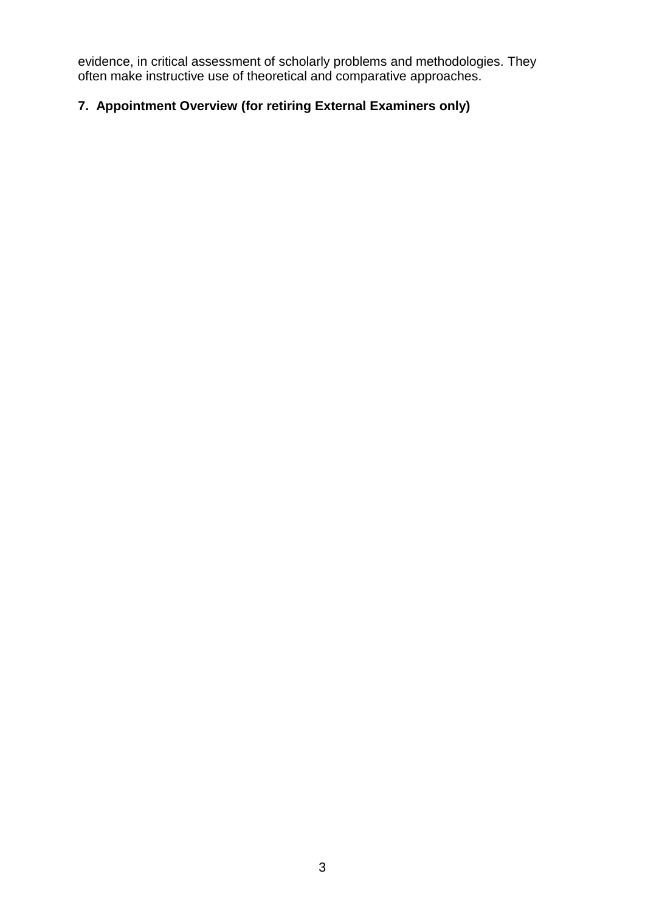evidence, in critical assessment of scholarly problems and methodologies. They often make instructive use of theoretical and comparative approaches.

## 7. Appointment Overview (for retiring External Examiners only)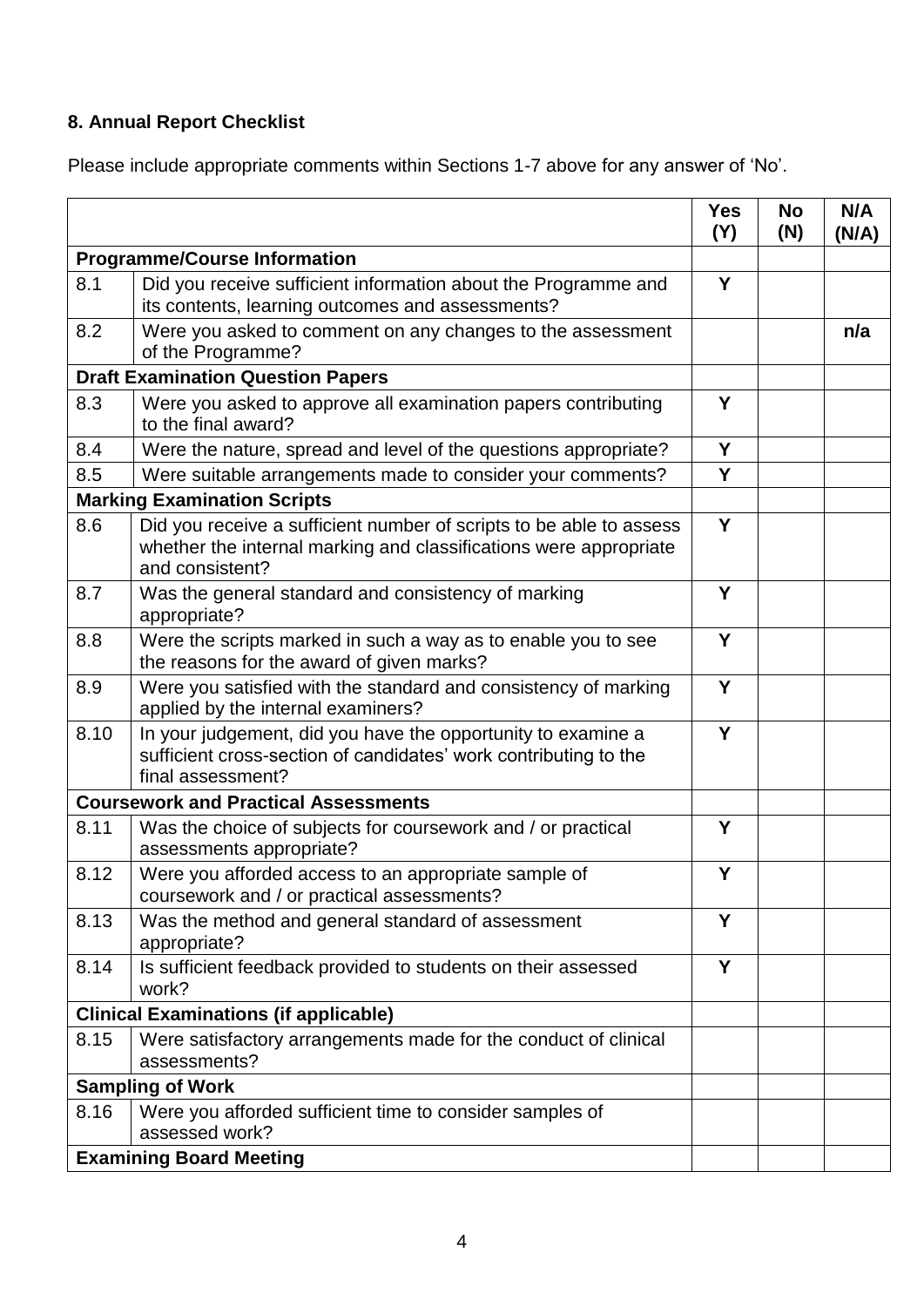## 8. Annual Report Checklist

Please include appropriate comments within Sections 1-7 above for any answer of 'No'.

| | | Yes (Y) | No (N) | N/A (N/A) |
|---|---|---|---|---|
| **Programme/Course Information** | | | | |
| 8.1 | Did you receive sufficient information about the Programme and its contents, learning outcomes and assessments? | **Y** | | |
| 8.2 | Were you asked to comment on any changes to the assessment of the Programme? | | | **n/a** |
| **Draft Examination Question Papers** | | | | |
| 8.3 | Were you asked to approve all examination papers contributing to the final award? | **Y** | | |
| 8.4 | Were the nature, spread and level of the questions appropriate? | **Y** | | |
| 8.5 | Were suitable arrangements made to consider your comments? | **Y** | | |
| **Marking Examination Scripts** | | | | |
| 8.6 | Did you receive a sufficient number of scripts to be able to assess whether the internal marking and classifications were appropriate and consistent? | **Y** | | |
| 8.7 | Was the general standard and consistency of marking appropriate? | **Y** | | |
| 8.8 | Were the scripts marked in such a way as to enable you to see the reasons for the award of given marks? | **Y** | | |
| 8.9 | Were you satisfied with the standard and consistency of marking applied by the internal examiners? | **Y** | | |
| 8.10 | In your judgement, did you have the opportunity to examine a sufficient cross-section of candidates' work contributing to the final assessment? | **Y** | | |
| **Coursework and Practical Assessments** | | | | |
| 8.11 | Was the choice of subjects for coursework and / or practical assessments appropriate? | **Y** | | |
| 8.12 | Were you afforded access to an appropriate sample of coursework and / or practical assessments? | **Y** | | |
| 8.13 | Was the method and general standard of assessment appropriate? | **Y** | | |
| 8.14 | Is sufficient feedback provided to students on their assessed work? | **Y** | | |
| **Clinical Examinations (if applicable)** | | | | |
| 8.15 | Were satisfactory arrangements made for the conduct of clinical assessments? | | | |
| **Sampling of Work** | | | | |
| 8.16 | Were you afforded sufficient time to consider samples of assessed work? | | | |
| **Examining Board Meeting** | | | | |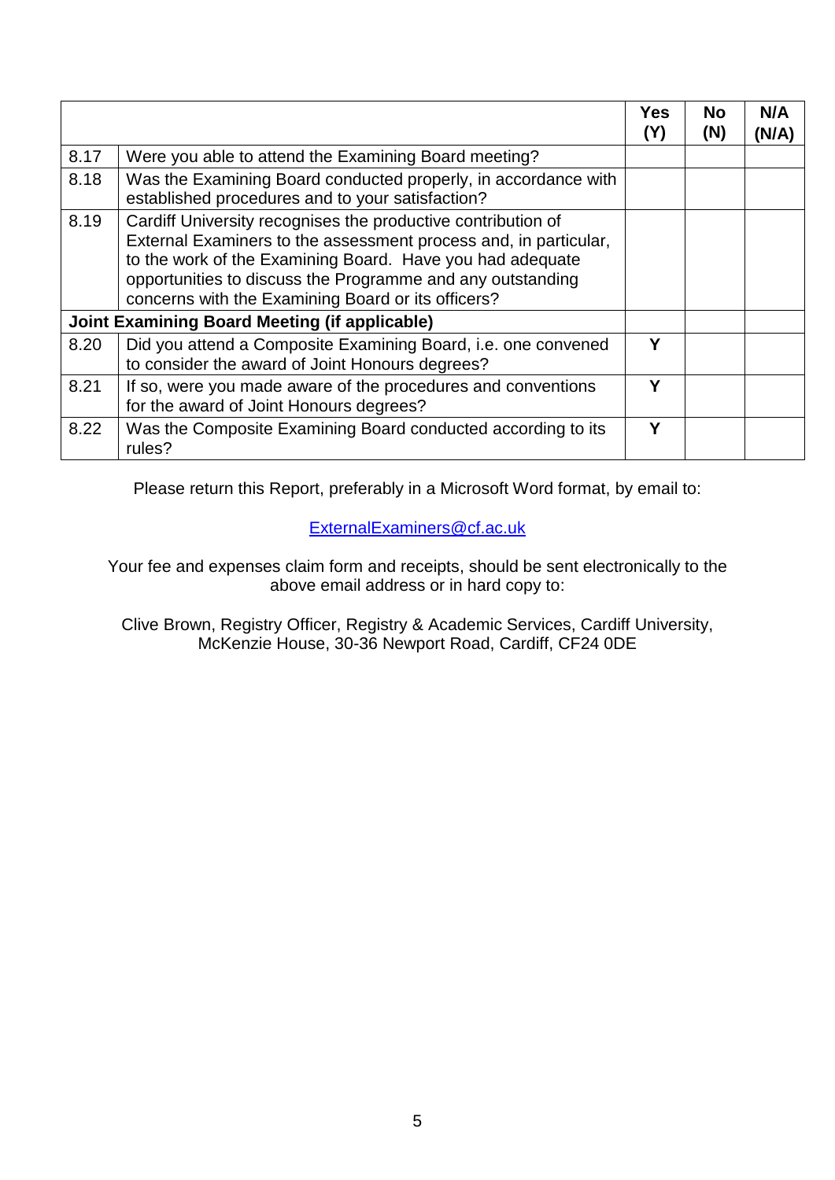| | | Yes (Y) | No (N) | N/A (N/A) |
|---|---|---|---|---|
| 8.17 | Were you able to attend the Examining Board meeting? | | | |
| 8.18 | Was the Examining Board conducted properly, in accordance with established procedures and to your satisfaction? | | | |
| 8.19 | Cardiff University recognises the productive contribution of External Examiners to the assessment process and, in particular, to the work of the Examining Board. Have you had adequate opportunities to discuss the Programme and any outstanding concerns with the Examining Board or its officers? | | | |
| **Joint Examining Board Meeting (if applicable)** | | | | |
| 8.20 | Did you attend a Composite Examining Board, i.e. one convened to consider the award of Joint Honours degrees? | **Y** | | |
| 8.21 | If so, were you made aware of the procedures and conventions for the award of Joint Honours degrees? | **Y** | | |
| 8.22 | Was the Composite Examining Board conducted according to its rules? | **Y** | | |

Please return this Report, preferably in a Microsoft Word format, by email to:

ExternalExaminers@cf.ac.uk

Your fee and expenses claim form and receipts, should be sent electronically to the above email address or in hard copy to:

Clive Brown, Registry Officer, Registry & Academic Services, Cardiff University, McKenzie House, 30-36 Newport Road, Cardiff, CF24 0DE